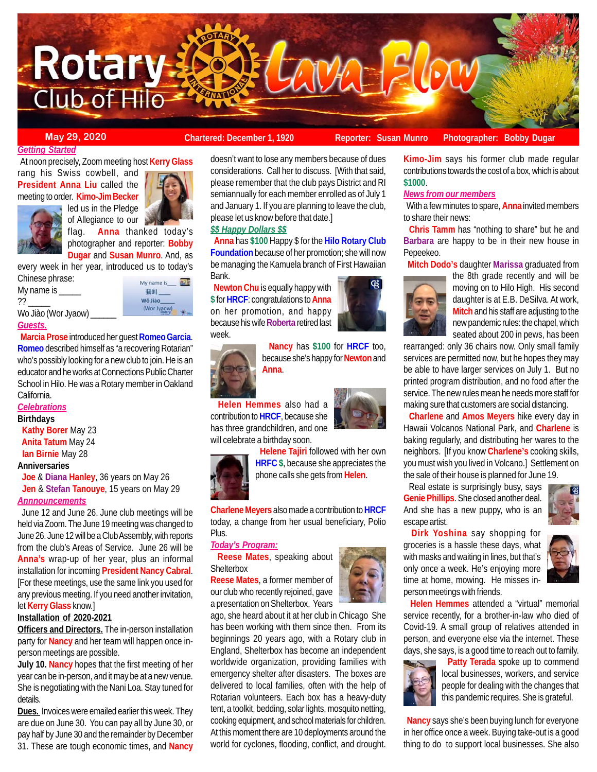# Rotary Club of Hilo Lava Flow

**May 29, 2020** | **Chartered: December 1, 1920** | **Reporter: Susan Munro** | **Photographer: Bobby Dugar**

***Getting Started***

At noon precisely, Zoom meeting host **Kerry Glass** rang his Swiss cowbell, and **President Anna Liu** called the meeting to order. **Kimo-Jim Becker** led us in the Pledge of Allegiance to our flag. **Anna** thanked today's photographer and reporter: **Bobby Dugar** and **Susan Munro**. And, as every week in her year, introduced us to today's Chinese phrase:

My name is _____
?? _____
Wo Jiào (Wor Jyaow) ______

***Guests.***

**Marcia Prose** introduced her guest **Romeo Garcia**. **Romeo** described himself as "a recovering Rotarian" who's possibly looking for a new club to join. He is an educator and he works at Connections Public Charter School in Hilo. He was a Rotary member in Oakland California.

***Celebrations***

**Birthdays**

**Kathy Borer** May 23
**Anita Tatum** May 24
**Ian Birnie** May 28

**Anniversaries**

**Joe** & **Diana Hanley**, 36 years on May 26
**Jen** & **Stefan Tanouye**, 15 years on May 29

***Annnouncements***

June 12 and June 26. June club meetings will be held via Zoom. The June 19 meeting was changed to June 26. June 12 will be a Club Assembly, with reports from the club's Areas of Service. June 26 will be **Anna's** wrap-up of her year, plus an informal installation for incoming **President Nancy Cabral**. [For these meetings, use the same link you used for any previous meeting. If you need another invitation, let **Kerry Glass** know.]

**Installation of 2020-2021**

**Officers and Directors.** The in-person installation party for **Nancy** and her team will happen once in-person meetings are possible.

**July 10.** **Nancy** hopes that the first meeting of her year can be in-person, and it may be at a new venue. She is negotiating with the Nani Loa. Stay tuned for details.

**Dues.** Invoices were emailed earlier this week. They are due on June 30. You can pay all by June 30, or pay half by June 30 and the remainder by December 31. These are tough economic times, and **Nancy** doesn't want to lose any members because of dues considerations. Call her to discuss. [With that said, please remember that the club pays District and RI semiannually for each member enrolled as of July 1 and January 1. If you are planning to leave the club, please let us know before that date.]

***$$ Happy Dollars $$***

**Anna** has **$100** Happy $ for the **Hilo Rotary Club Foundation** because of her promotion; she will now be managing the Kamuela branch of First Hawaiian Bank.

**Newton Chu** is equally happy with **$** for **HRCF**: congratulations to **Anna** on her promotion, and happy because his wife **Roberta** retired last week.

**Nancy** has **$100** for **HRCF** too, because she's happy for **Newton** and **Anna**.

**Helen Hemmes** also had a contribution to **HRCF**, because she has three grandchildren, and one will celebrate a birthday soon.

**Helene Tajiri** followed with her own **HRFC $**, because she appreciates the phone calls she gets from **Helen**.

**Charlene Meyers** also made a contribution to **HRCF** today, a change from her usual beneficiary, Polio Plus.

***Today's Program:***

**Reese Mates**, speaking about Shelterbox

**Reese Mates**, a former member of our club who recently rejoined, gave a presentation on Shelterbox. Years ago, she heard about it at her club in Chicago She has been working with them since then. From its beginnings 20 years ago, with a Rotary club in England, Shelterbox has become an independent worldwide organization, providing families with emergency shelter after disasters. The boxes are delivered to local families, often with the help of Rotarian volunteers. Each box has a heavy-duty tent, a toolkit, bedding, solar lights, mosquito netting, cooking equipment, and school materials for children. At this moment there are 10 deployments around the world for cyclones, flooding, conflict, and drought.

**Kimo-Jim** says his former club made regular contributions towards the cost of a box, which is about **$1000**.

***News from our members***

With a few minutes to spare, **Anna** invited members to share their news:

**Chris Tamm** has "nothing to share" but he and **Barbara** are happy to be in their new house in Pepeekeo.

**Mitch Dodo's** daughter **Marissa** graduated from the 8th grade recently and will be moving on to Hilo High. His second daughter is at E.B. DeSilva. At work, **Mitch** and his staff are adjusting to the new pandemic rules: the chapel, which seated about 200 in pews, has been rearranged: only 36 chairs now. Only small family services are permitted now, but he hopes they may be able to have larger services on July 1. But no printed program distribution, and no food after the service. The new rules mean he needs more staff for making sure that customers are social distancing.

**Charlene** and **Amos Meyers** hike every day in Hawaii Volcanos National Park, and **Charlene** is baking regularly, and distributing her wares to the neighbors. [If you know **Charlene's** cooking skills, you must wish you lived in Volcano.] Settlement on the sale of their house is planned for June 19.

Real estate is surprisingly busy, says **Genie Phillips**. She closed another deal. And she has a new puppy, who is an escape artist.

**Dirk Yoshina** say shopping for groceries is a hassle these days, what with masks and waiting in lines, but that's only once a week. He's enjoying more time at home, mowing. He misses in-person meetings with friends.

**Helen Hemmes** attended a "virtual" memorial service recently, for a brother-in-law who died of Covid-19. A small group of relatives attended in person, and everyone else via the internet. These days, she says, is a good time to reach out to family.

**Patty Terada** spoke up to commend local businesses, workers, and service people for dealing with the changes that this pandemic requires. She is grateful.

**Nancy** says she's been buying lunch for everyone in her office once a week. Buying take-out is a good thing to do to support local businesses. She also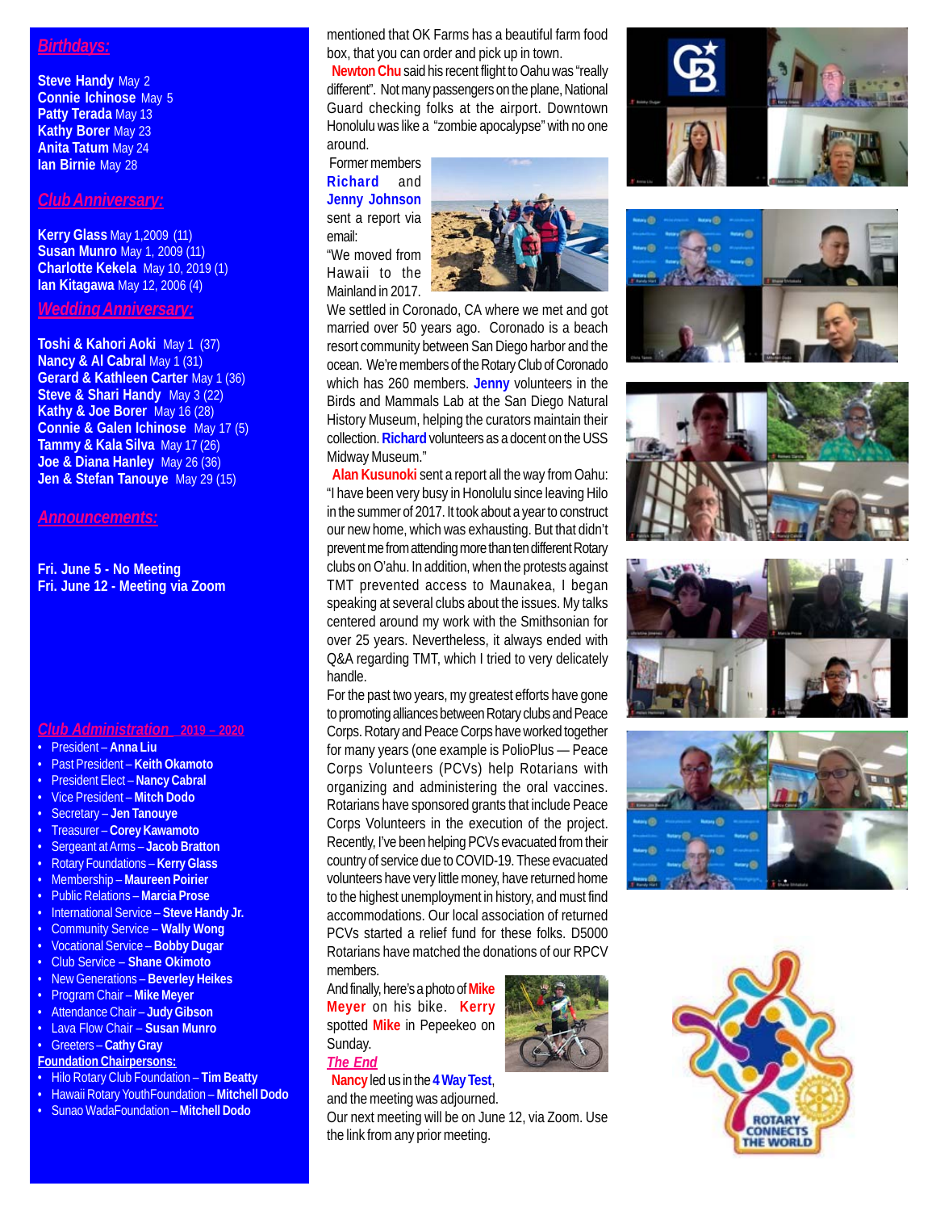## *Birthdays:*

**Steve Handy** May 2
**Connie Ichinose** May 5
**Patty Terada** May 13
**Kathy Borer** May 23
**Anita Tatum** May 24
**Ian Birnie** May 28

## *Club Anniversary:*

**Kerry Glass** May 1,2009 (11)
**Susan Munro** May 1, 2009 (11)
**Charlotte Kekela** May 10, 2019 (1)
**Ian Kitagawa** May 12, 2006 (4)

## *Wedding Anniversary:*

**Toshi & Kahori Aoki** May 1 (37)
**Nancy & Al Cabral** May 1 (31)
**Gerard & Kathleen Carter** May 1 (36)
**Steve & Shari Handy** May 3 (22)
**Kathy & Joe Borer** May 16 (28)
**Connie & Galen Ichinose** May 17 (5)
**Tammy & Kala Silva** May 17 (26)
**Joe & Diana Hanley** May 26 (36)
**Jen & Stefan Tanouye** May 29 (15)

## *Announcements:*

**Fri. June 5 - No Meeting**
**Fri. June 12 - Meeting via Zoom**

## *Club Administration* 2019 – 2020

- President – **Anna Liu**
- Past President – **Keith Okamoto**
- President Elect – **Nancy Cabral**
- Vice President – **Mitch Dodo**
- Secretary – **Jen Tanouye**
- Treasurer – **Corey Kawamoto**
- Sergeant at Arms – **Jacob Bratton**
- Rotary Foundations – **Kerry Glass**
- Membership – **Maureen Poirier**
- Public Relations – **Marcia Prose**
- International Service – **Steve Handy Jr.**
- Community Service – **Wally Wong**
- Vocational Service – **Bobby Dugar**
- Club Service – **Shane Okimoto**
- New Generations – **Beverley Heikes**
- Program Chair – **Mike Meyer**
- Attendance Chair – **Judy Gibson**
- Lava Flow Chair – **Susan Munro**
- Greeters – **Cathy Gray**

**Foundation Chairpersons:**

- Hilo Rotary Club Foundation – **Tim Beatty**
- Hawaii Rotary YouthFoundation – **Mitchell Dodo**
- Sunao WadaFoundation – **Mitchell Dodo**

mentioned that OK Farms has a beautiful farm food box, that you can order and pick up in town.

**Newton Chu** said his recent flight to Oahu was "really different". Not many passengers on the plane, National Guard checking folks at the airport. Downtown Honolulu was like a "zombie apocalypse" with no one around.

Former members **Richard** and **Jenny Johnson** sent a report via email:

"We moved from Hawaii to the Mainland in 2017. We settled in Coronado, CA where we met and got married over 50 years ago. Coronado is a beach resort community between San Diego harbor and the ocean. We're members of the Rotary Club of Coronado which has 260 members. **Jenny** volunteers in the Birds and Mammals Lab at the San Diego Natural History Museum, helping the curators maintain their collection. **Richard** volunteers as a docent on the USS Midway Museum."

**Alan Kusunoki** sent a report all the way from Oahu: "I have been very busy in Honolulu since leaving Hilo in the summer of 2017. It took about a year to construct our new home, which was exhausting. But that didn't prevent me from attending more than ten different Rotary clubs on O'ahu. In addition, when the protests against TMT prevented access to Maunakea, I began speaking at several clubs about the issues. My talks centered around my work with the Smithsonian for over 25 years. Nevertheless, it always ended with Q&A regarding TMT, which I tried to very delicately handle.

For the past two years, my greatest efforts have gone to promoting alliances between Rotary clubs and Peace Corps. Rotary and Peace Corps have worked together for many years (one example is PolioPlus — Peace Corps Volunteers (PCVs) help Rotarians with organizing and administering the oral vaccines. Rotarians have sponsored grants that include Peace Corps Volunteers in the execution of the project. Recently, I've been helping PCVs evacuated from their country of service due to COVID-19. These evacuated volunteers have very little money, have returned home to the highest unemployment in history, and must find accommodations. Our local association of returned PCVs started a relief fund for these folks. D5000 Rotarians have matched the donations of our RPCV members.

And finally, here's a photo of **Mike Meyer** on his bike. **Kerry** spotted **Mike** in Pepeekeo on Sunday.

*The End*

**Nancy** led us in the **4 Way Test**, and the meeting was adjourned.

Our next meeting will be on June 12, via Zoom. Use the link from any prior meeting.

ROTARY CONNECTS THE WORLD